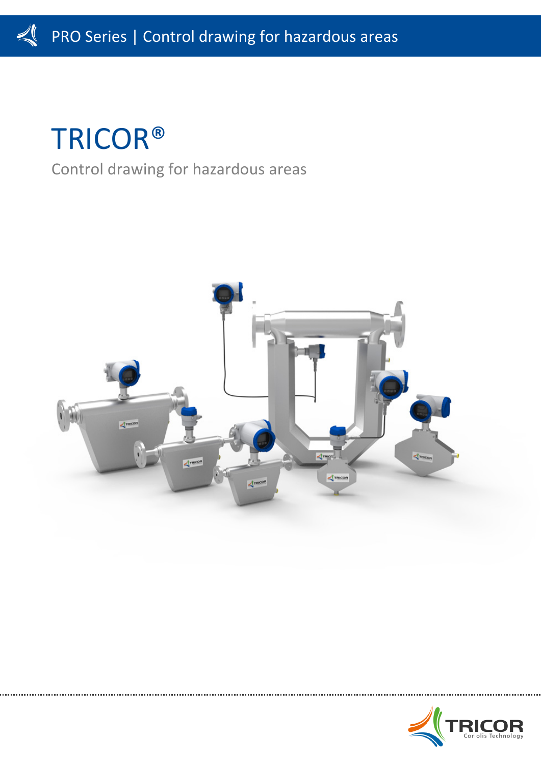# TRICOR®

Control drawing for hazardous areas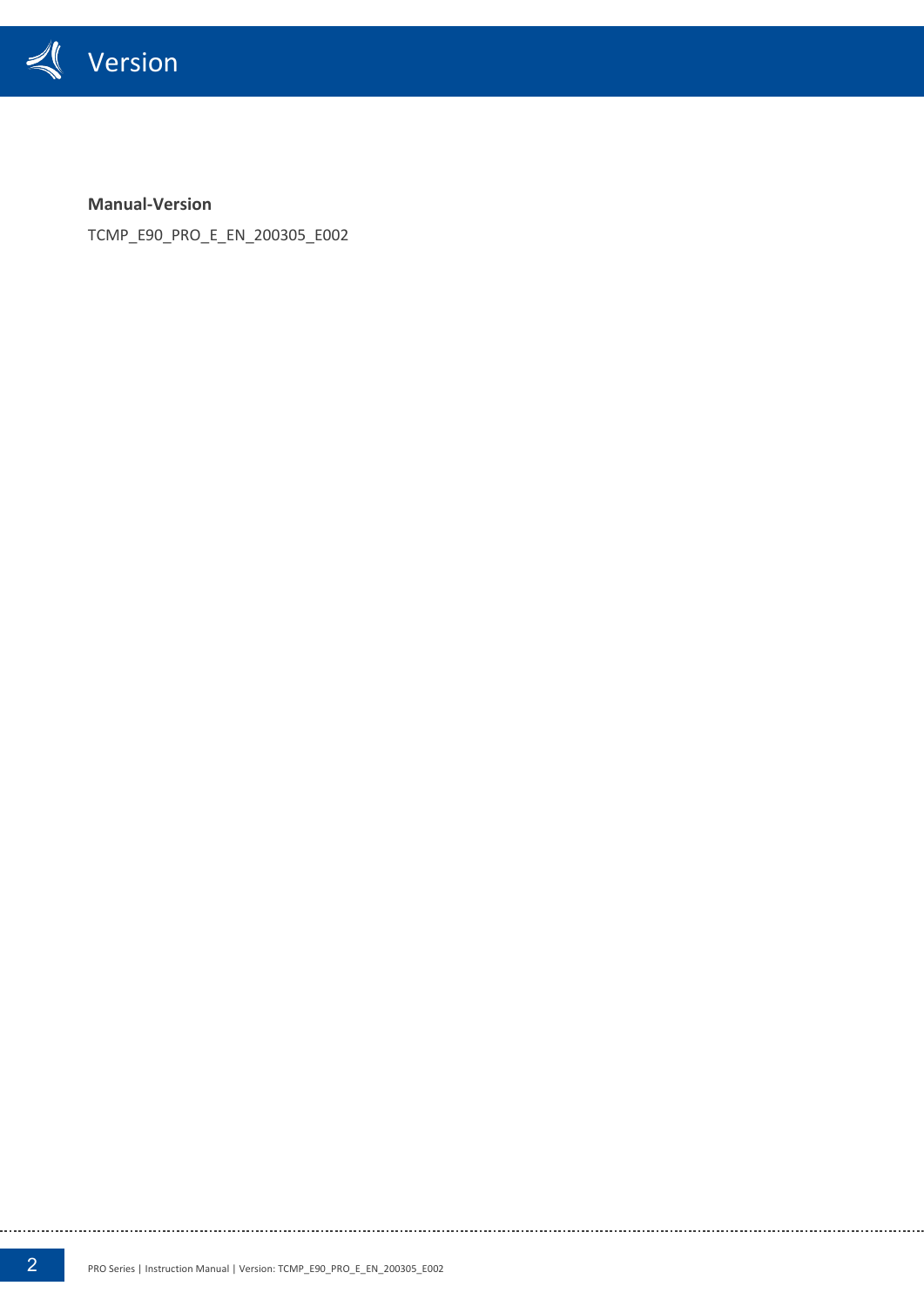# Version

**Manual-Version**

TCMP_E90_PRO_E_EN_200305_E002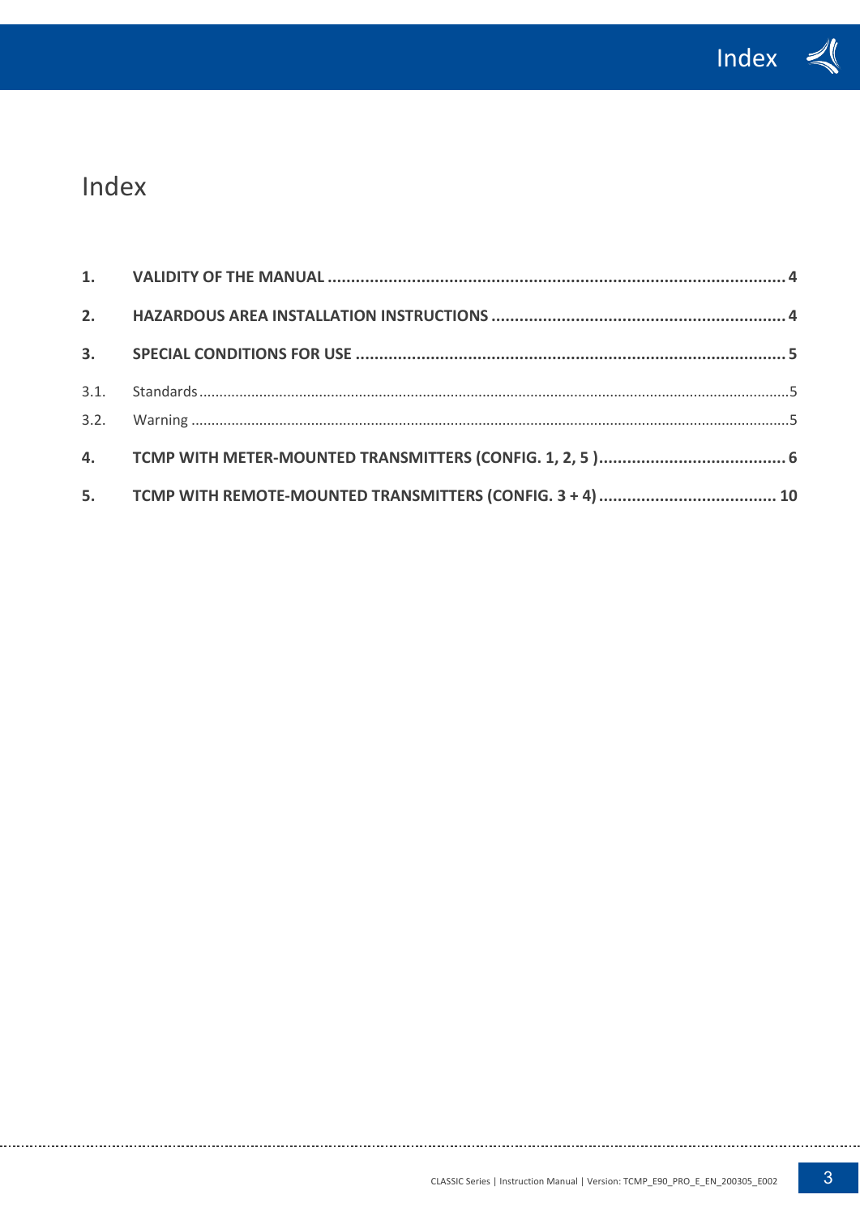# Index

**1. VALIDITY OF THE MANUAL ... 4**

**2. HAZARDOUS AREA INSTALLATION INSTRUCTIONS ... 4**

**3. SPECIAL CONDITIONS FOR USE ... 5**

3.1. Standards ... 5

3.2. Warning ... 5

**4. TCMP WITH METER-MOUNTED TRANSMITTERS (CONFIG. 1, 2, 5 ) ... 6**

**5. TCMP WITH REMOTE-MOUNTED TRANSMITTERS (CONFIG. 3 + 4) ... 10**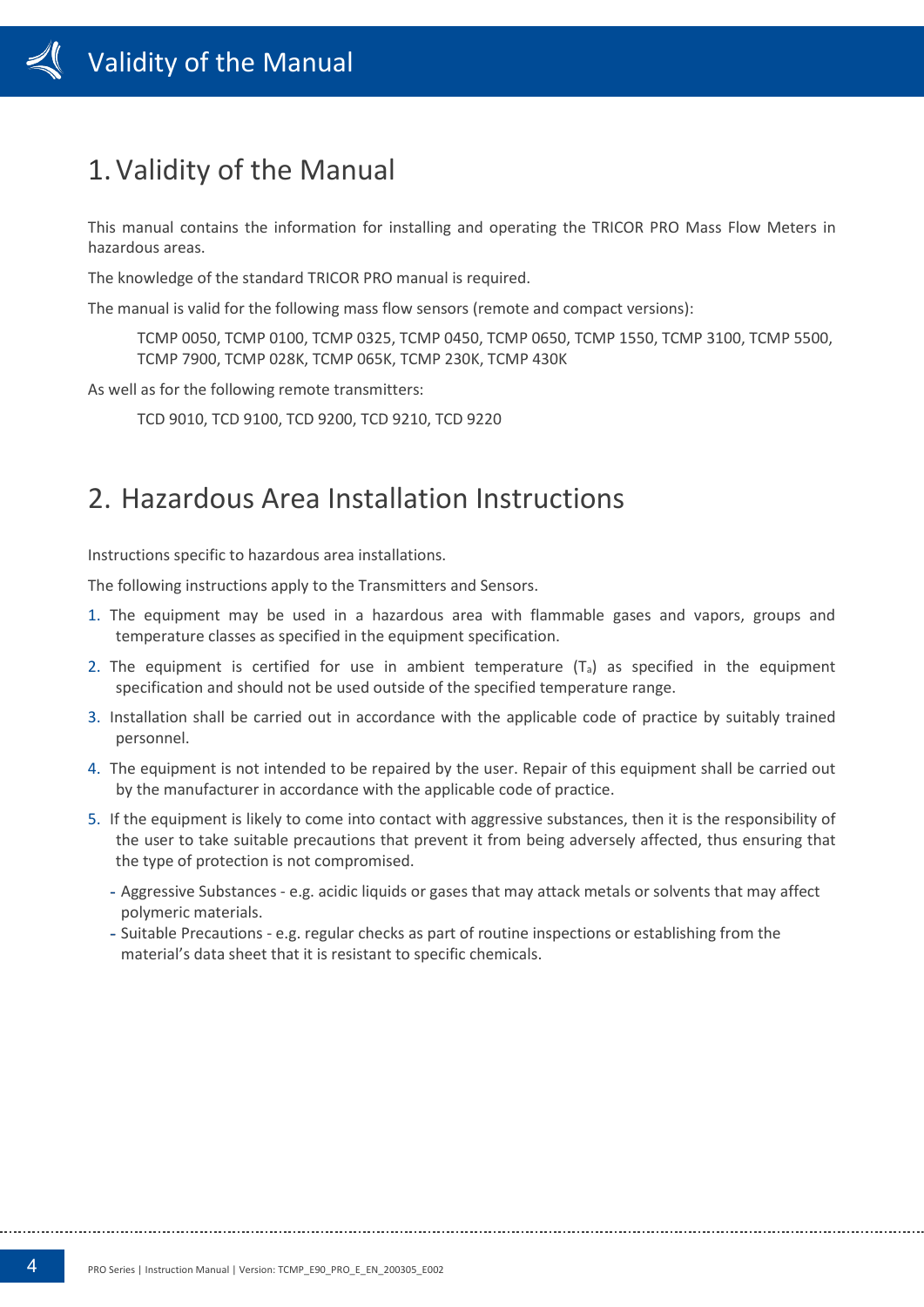# 1. Validity of the Manual

This manual contains the information for installing and operating the TRICOR PRO Mass Flow Meters in hazardous areas.

The knowledge of the standard TRICOR PRO manual is required.

The manual is valid for the following mass flow sensors (remote and compact versions):

> TCMP 0050, TCMP 0100, TCMP 0325, TCMP 0450, TCMP 0650, TCMP 1550, TCMP 3100, TCMP 5500, TCMP 7900, TCMP 028K, TCMP 065K, TCMP 230K, TCMP 430K

As well as for the following remote transmitters:

> TCD 9010, TCD 9100, TCD 9200, TCD 9210, TCD 9220

# 2. Hazardous Area Installation Instructions

Instructions specific to hazardous area installations.

The following instructions apply to the Transmitters and Sensors.

1. The equipment may be used in a hazardous area with flammable gases and vapors, groups and temperature classes as specified in the equipment specification.
2. The equipment is certified for use in ambient temperature ($T_a$) as specified in the equipment specification and should not be used outside of the specified temperature range.
3. Installation shall be carried out in accordance with the applicable code of practice by suitably trained personnel.
4. The equipment is not intended to be repaired by the user. Repair of this equipment shall be carried out by the manufacturer in accordance with the applicable code of practice.
5. If the equipment is likely to come into contact with aggressive substances, then it is the responsibility of the user to take suitable precautions that prevent it from being adversely affected, thus ensuring that the type of protection is not compromised.
   - Aggressive Substances - e.g. acidic liquids or gases that may attack metals or solvents that may affect polymeric materials.
   - Suitable Precautions - e.g. regular checks as part of routine inspections or establishing from the material's data sheet that it is resistant to specific chemicals.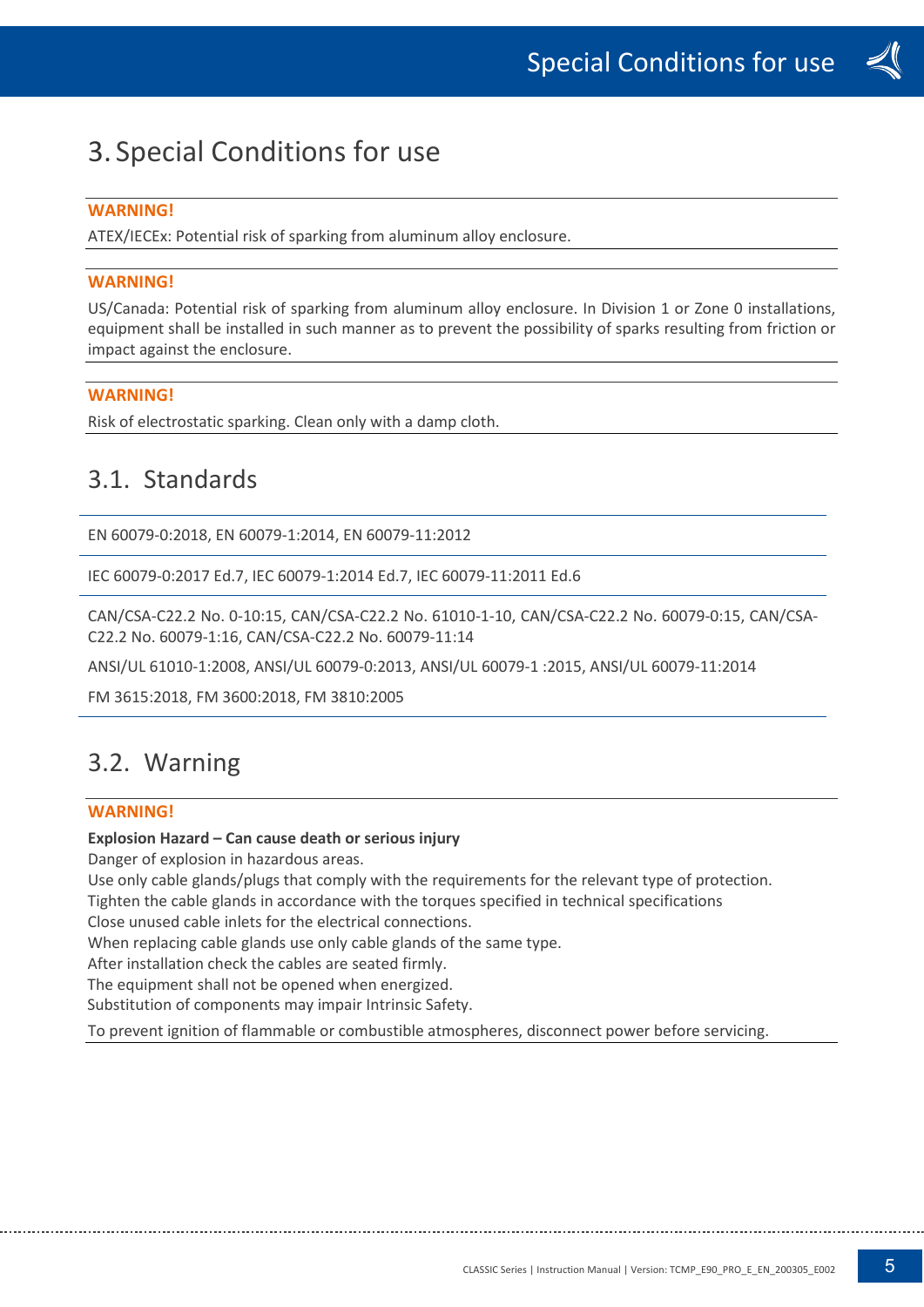# 3. Special Conditions for use

**WARNING!**

ATEX/IECEx: Potential risk of sparking from aluminum alloy enclosure.

**WARNING!**

US/Canada: Potential risk of sparking from aluminum alloy enclosure. In Division 1 or Zone 0 installations, equipment shall be installed in such manner as to prevent the possibility of sparks resulting from friction or impact against the enclosure.

**WARNING!**

Risk of electrostatic sparking. Clean only with a damp cloth.

## 3.1. Standards

EN 60079-0:2018, EN 60079-1:2014, EN 60079-11:2012

IEC 60079-0:2017 Ed.7, IEC 60079-1:2014 Ed.7, IEC 60079-11:2011 Ed.6

CAN/CSA-C22.2 No. 0-10:15, CAN/CSA-C22.2 No. 61010-1-10, CAN/CSA-C22.2 No. 60079-0:15, CAN/CSA-C22.2 No. 60079-1:16, CAN/CSA-C22.2 No. 60079-11:14

ANSI/UL 61010-1:2008, ANSI/UL 60079-0:2013, ANSI/UL 60079-1 :2015, ANSI/UL 60079-11:2014

FM 3615:2018, FM 3600:2018, FM 3810:2005

## 3.2. Warning

**WARNING!**

**Explosion Hazard – Can cause death or serious injury**

Danger of explosion in hazardous areas.
Use only cable glands/plugs that comply with the requirements for the relevant type of protection.
Tighten the cable glands in accordance with the torques specified in technical specifications
Close unused cable inlets for the electrical connections.
When replacing cable glands use only cable glands of the same type.
After installation check the cables are seated firmly.
The equipment shall not be opened when energized.
Substitution of components may impair Intrinsic Safety.

To prevent ignition of flammable or combustible atmospheres, disconnect power before servicing.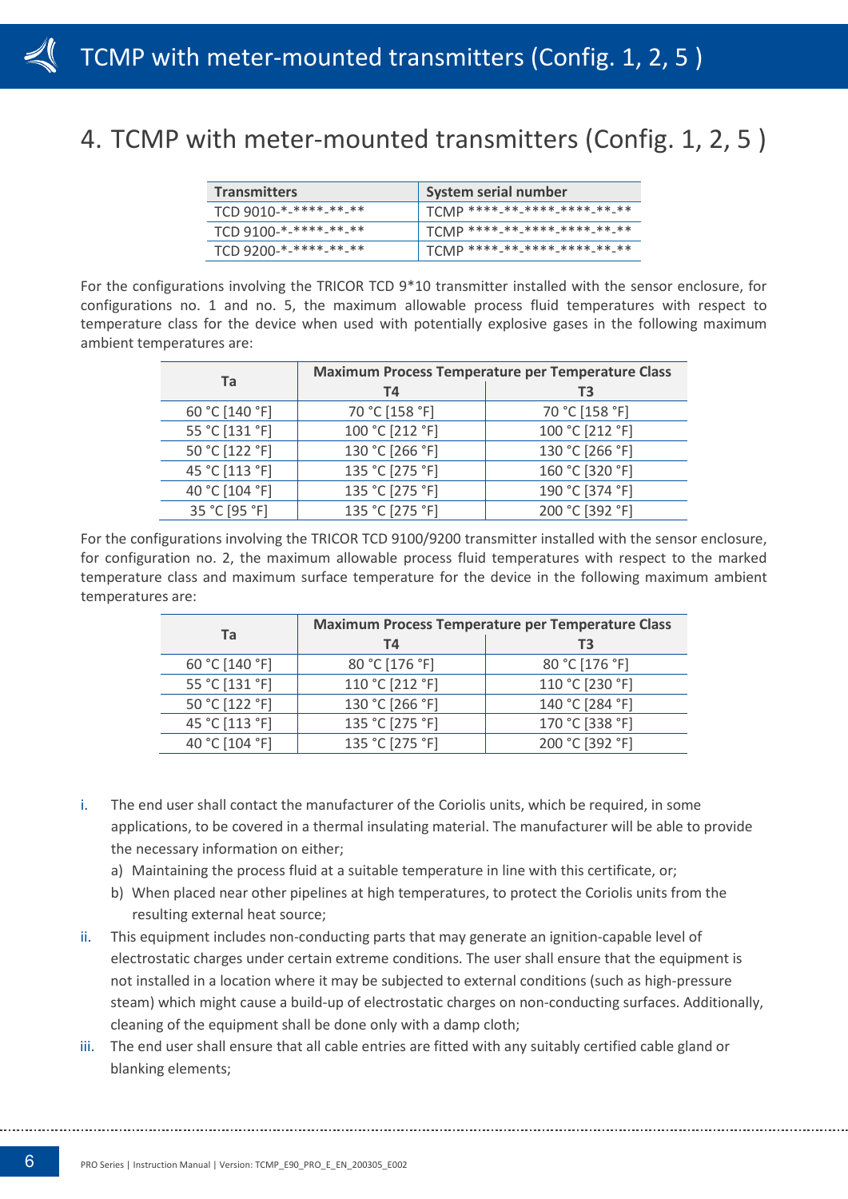# 4. TCMP with meter-mounted transmitters (Config. 1, 2, 5 )

| Transmitters | System serial number |
|---|---|
| TCD 9010-*-****-**-** | TCMP ****-**-****-****-**-** |
| TCD 9100-*-****-**-** | TCMP ****-**-****-****-**-** |
| TCD 9200-*-****-**-** | TCMP ****-**-****-****-**-** |

For the configurations involving the TRICOR TCD 9*10 transmitter installed with the sensor enclosure, for configurations no. 1 and no. 5, the maximum allowable process fluid temperatures with respect to temperature class for the device when used with potentially explosive gases in the following maximum ambient temperatures are:

| Ta | Maximum Process Temperature per Temperature Class | |
|---|---|---|
| | T4 | T3 |
| 60 °C [140 °F] | 70 °C [158 °F] | 70 °C [158 °F] |
| 55 °C [131 °F] | 100 °C [212 °F] | 100 °C [212 °F] |
| 50 °C [122 °F] | 130 °C [266 °F] | 130 °C [266 °F] |
| 45 °C [113 °F] | 135 °C [275 °F] | 160 °C [320 °F] |
| 40 °C [104 °F] | 135 °C [275 °F] | 190 °C [374 °F] |
| 35 °C [95 °F] | 135 °C [275 °F] | 200 °C [392 °F] |

For the configurations involving the TRICOR TCD 9100/9200 transmitter installed with the sensor enclosure, for configuration no. 2, the maximum allowable process fluid temperatures with respect to the marked temperature class and maximum surface temperature for the device in the following maximum ambient temperatures are:

| Ta | Maximum Process Temperature per Temperature Class | |
|---|---|---|
| | T4 | T3 |
| 60 °C [140 °F] | 80 °C [176 °F] | 80 °C [176 °F] |
| 55 °C [131 °F] | 110 °C [212 °F] | 110 °C [230 °F] |
| 50 °C [122 °F] | 130 °C [266 °F] | 140 °C [284 °F] |
| 45 °C [113 °F] | 135 °C [275 °F] | 170 °C [338 °F] |
| 40 °C [104 °F] | 135 °C [275 °F] | 200 °C [392 °F] |

i. The end user shall contact the manufacturer of the Coriolis units, which be required, in some applications, to be covered in a thermal insulating material. The manufacturer will be able to provide the necessary information on either;
   a) Maintaining the process fluid at a suitable temperature in line with this certificate, or;
   b) When placed near other pipelines at high temperatures, to protect the Coriolis units from the resulting external heat source;
ii. This equipment includes non-conducting parts that may generate an ignition-capable level of electrostatic charges under certain extreme conditions. The user shall ensure that the equipment is not installed in a location where it may be subjected to external conditions (such as high-pressure steam) which might cause a build-up of electrostatic charges on non-conducting surfaces. Additionally, cleaning of the equipment shall be done only with a damp cloth;
iii. The end user shall ensure that all cable entries are fitted with any suitably certified cable gland or blanking elements;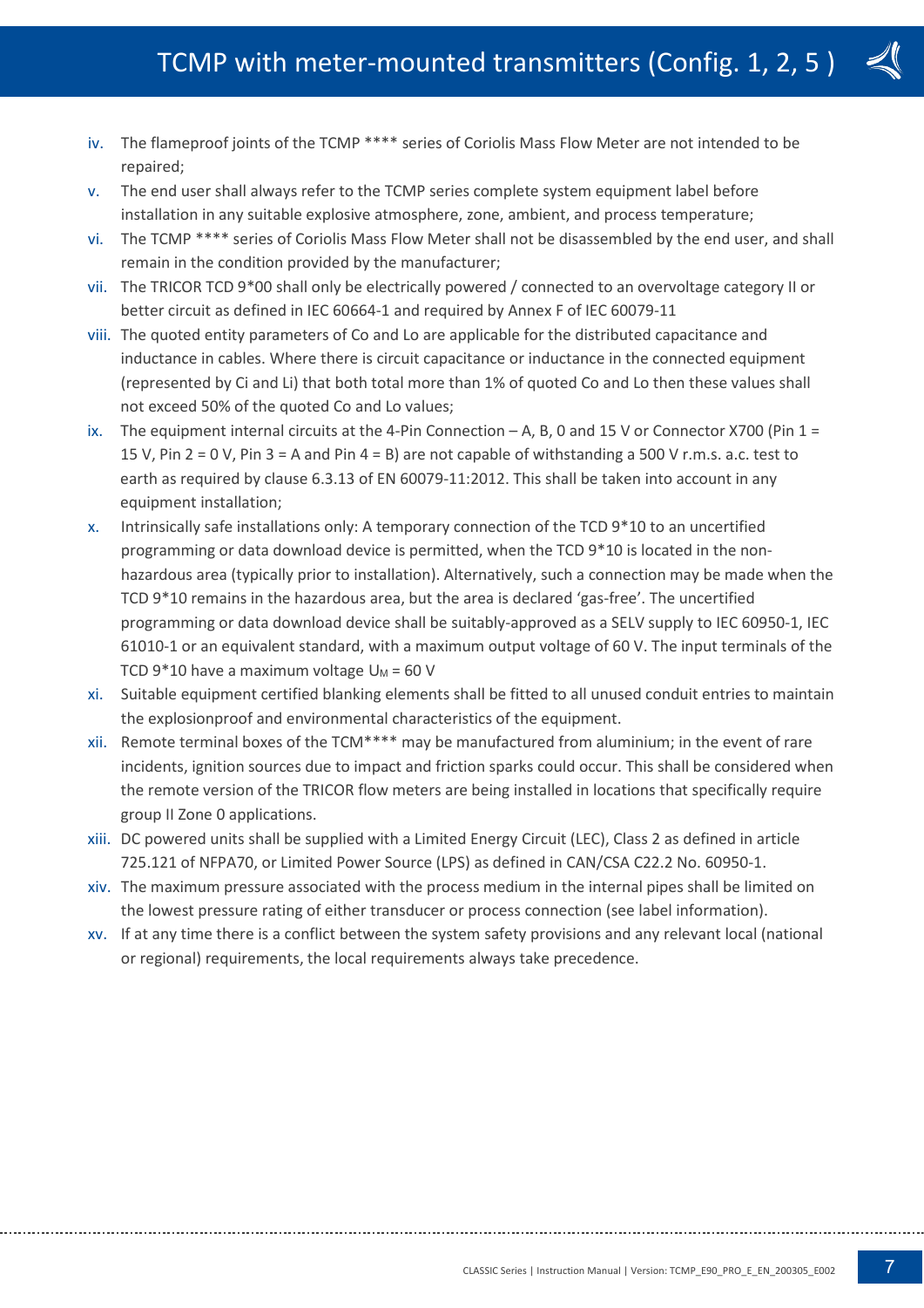# TCMP with meter-mounted transmitters (Config. 1, 2, 5 )

iv. The flameproof joints of the TCMP **** series of Coriolis Mass Flow Meter are not intended to be repaired;

v. The end user shall always refer to the TCMP series complete system equipment label before installation in any suitable explosive atmosphere, zone, ambient, and process temperature;

vi. The TCMP **** series of Coriolis Mass Flow Meter shall not be disassembled by the end user, and shall remain in the condition provided by the manufacturer;

vii. The TRICOR TCD 9*00 shall only be electrically powered / connected to an overvoltage category II or better circuit as defined in IEC 60664-1 and required by Annex F of IEC 60079-11

viii. The quoted entity parameters of Co and Lo are applicable for the distributed capacitance and inductance in cables. Where there is circuit capacitance or inductance in the connected equipment (represented by Ci and Li) that both total more than 1% of quoted Co and Lo then these values shall not exceed 50% of the quoted Co and Lo values;

ix. The equipment internal circuits at the 4-Pin Connection – A, B, 0 and 15 V or Connector X700 (Pin 1 = 15 V, Pin 2 = 0 V, Pin 3 = A and Pin 4 = B) are not capable of withstanding a 500 V r.m.s. a.c. test to earth as required by clause 6.3.13 of EN 60079-11:2012. This shall be taken into account in any equipment installation;

x. Intrinsically safe installations only: A temporary connection of the TCD 9*10 to an uncertified programming or data download device is permitted, when the TCD 9*10 is located in the non-hazardous area (typically prior to installation). Alternatively, such a connection may be made when the TCD 9*10 remains in the hazardous area, but the area is declared 'gas-free'. The uncertified programming or data download device shall be suitably-approved as a SELV supply to IEC 60950-1, IEC 61010-1 or an equivalent standard, with a maximum output voltage of 60 V. The input terminals of the TCD 9*10 have a maximum voltage $U_M$ = 60 V

xi. Suitable equipment certified blanking elements shall be fitted to all unused conduit entries to maintain the explosionproof and environmental characteristics of the equipment.

xii. Remote terminal boxes of the TCM**** may be manufactured from aluminium; in the event of rare incidents, ignition sources due to impact and friction sparks could occur. This shall be considered when the remote version of the TRICOR flow meters are being installed in locations that specifically require group II Zone 0 applications.

xiii. DC powered units shall be supplied with a Limited Energy Circuit (LEC), Class 2 as defined in article 725.121 of NFPA70, or Limited Power Source (LPS) as defined in CAN/CSA C22.2 No. 60950-1.

xiv. The maximum pressure associated with the process medium in the internal pipes shall be limited on the lowest pressure rating of either transducer or process connection (see label information).

xv. If at any time there is a conflict between the system safety provisions and any relevant local (national or regional) requirements, the local requirements always take precedence.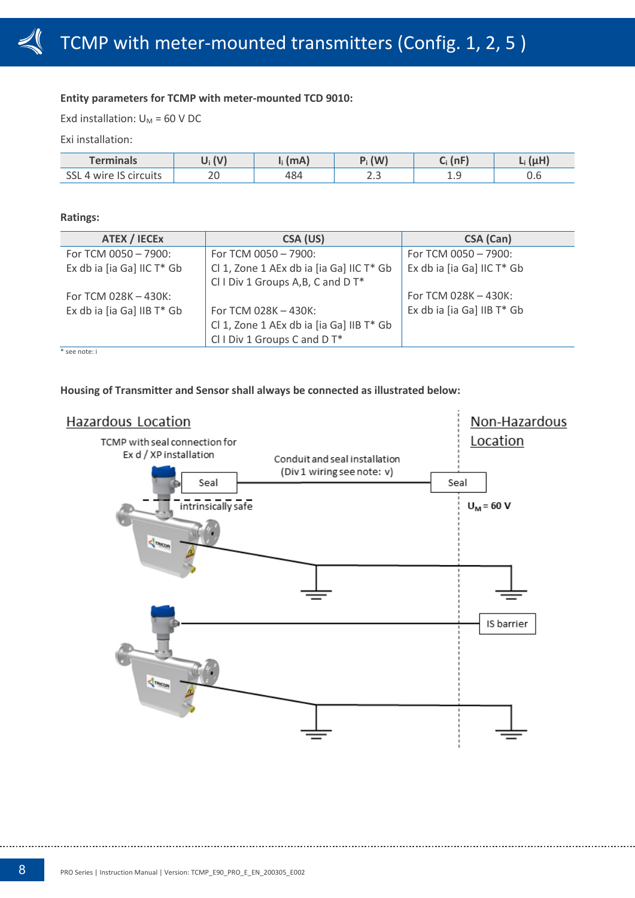# TCMP with meter-mounted transmitters (Config. 1, 2, 5 )

**Entity parameters for TCMP with meter-mounted TCD 9010:**

Exd installation: $U_M$ = 60 V DC

Exi installation:

| Terminals | $U_i$ (V) | $I_i$ (mA) | $P_i$ (W) | $C_i$ (nF) | $L_i$ (µH) |
|---|---|---|---|---|---|
| SSL 4 wire IS circuits | 20 | 484 | 2.3 | 1.9 | 0.6 |

**Ratings:**

| ATEX / IECEx | CSA (US) | CSA (Can) |
|---|---|---|
| For TCM 0050 – 7900:<br>Ex db ia [ia Ga] IIC T* Gb<br><br>For TCM 028K – 430K:<br>Ex db ia [ia Ga] IIB T* Gb | For TCM 0050 – 7900:<br>Cl 1, Zone 1 AEx db ia [ia Ga] IIC T* Gb<br>Cl I Div 1 Groups A,B, C and D T*<br><br>For TCM 028K – 430K:<br>Cl 1, Zone 1 AEx db ia [ia Ga] IIB T* Gb<br>Cl I Div 1 Groups C and D T* | For TCM 0050 – 7900:<br>Ex db ia [ia Ga] IIC T* Gb<br><br>For TCM 028K – 430K:<br>Ex db ia [ia Ga] IIB T* Gb |

* see note: i

**Housing of Transmitter and Sensor shall always be connected as illustrated below:**

Hazardous Location

Non-Hazardous Location

TCMP with seal connection for Ex d / XP installation

Conduit and seal installation (Div 1 wiring see note: v)

Seal

Seal

intrinsically safe

$U_M$ = 60 V

IS barrier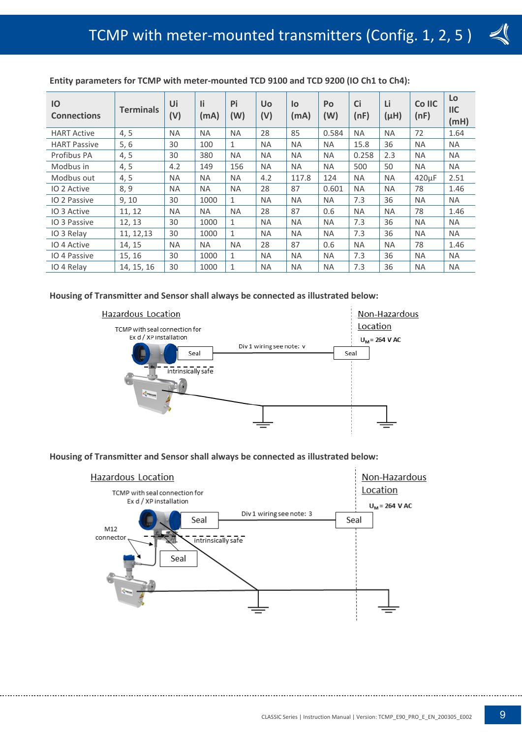# TCMP with meter-mounted transmitters (Config. 1, 2, 5 )

**Entity parameters for TCMP with meter-mounted TCD 9100 and TCD 9200 (IO Ch1 to Ch4):**

| IO Connections | Terminals | Ui (V) | Ii (mA) | Pi (W) | Uo (V) | Io (mA) | Po (W) | Ci (nF) | Li (µH) | Co IIC (nF) | Lo IIC (mH) |
|---|---|---|---|---|---|---|---|---|---|---|---|
| HART Active | 4, 5 | NA | NA | NA | 28 | 85 | 0.584 | NA | NA | 72 | 1.64 |
| HART Passive | 5, 6 | 30 | 100 | 1 | NA | NA | NA | 15.8 | 36 | NA | NA |
| Profibus PA | 4, 5 | 30 | 380 | NA | NA | NA | NA | 0.258 | 2.3 | NA | NA |
| Modbus in | 4, 5 | 4.2 | 149 | 156 | NA | NA | NA | 500 | 50 | NA | NA |
| Modbus out | 4, 5 | NA | NA | NA | 4.2 | 117.8 | 124 | NA | NA | 420µF | 2.51 |
| IO 2 Active | 8, 9 | NA | NA | NA | 28 | 87 | 0.601 | NA | NA | 78 | 1.46 |
| IO 2 Passive | 9, 10 | 30 | 1000 | 1 | NA | NA | NA | 7.3 | 36 | NA | NA |
| IO 3 Active | 11, 12 | NA | NA | NA | 28 | 87 | 0.6 | NA | NA | 78 | 1.46 |
| IO 3 Passive | 12, 13 | 30 | 1000 | 1 | NA | NA | NA | 7.3 | 36 | NA | NA |
| IO 3 Relay | 11, 12,13 | 30 | 1000 | 1 | NA | NA | NA | 7.3 | 36 | NA | NA |
| IO 4 Active | 14, 15 | NA | NA | NA | 28 | 87 | 0.6 | NA | NA | 78 | 1.46 |
| IO 4 Passive | 15, 16 | 30 | 1000 | 1 | NA | NA | NA | 7.3 | 36 | NA | NA |
| IO 4 Relay | 14, 15, 16 | 30 | 1000 | 1 | NA | NA | NA | 7.3 | 36 | NA | NA |

**Housing of Transmitter and Sensor shall always be connected as illustrated below:**

Hazardous Location | Non-Hazardous Location

TCMP with seal connection for Ex d / XP Installation

Seal — Div 1 wiring see note: v — Seal

$U_M$ = 264 V AC

intrinsically safe

**Housing of Transmitter and Sensor shall always be connected as illustrated below:**

Hazardous Location | Non-Hazardous Location

TCMP with seal connection for Ex d / XP installation

Seal — Div 1 wiring see note: 3 — Seal

$U_M$ = 264 V AC

M12 connector

intrinsically safe

Seal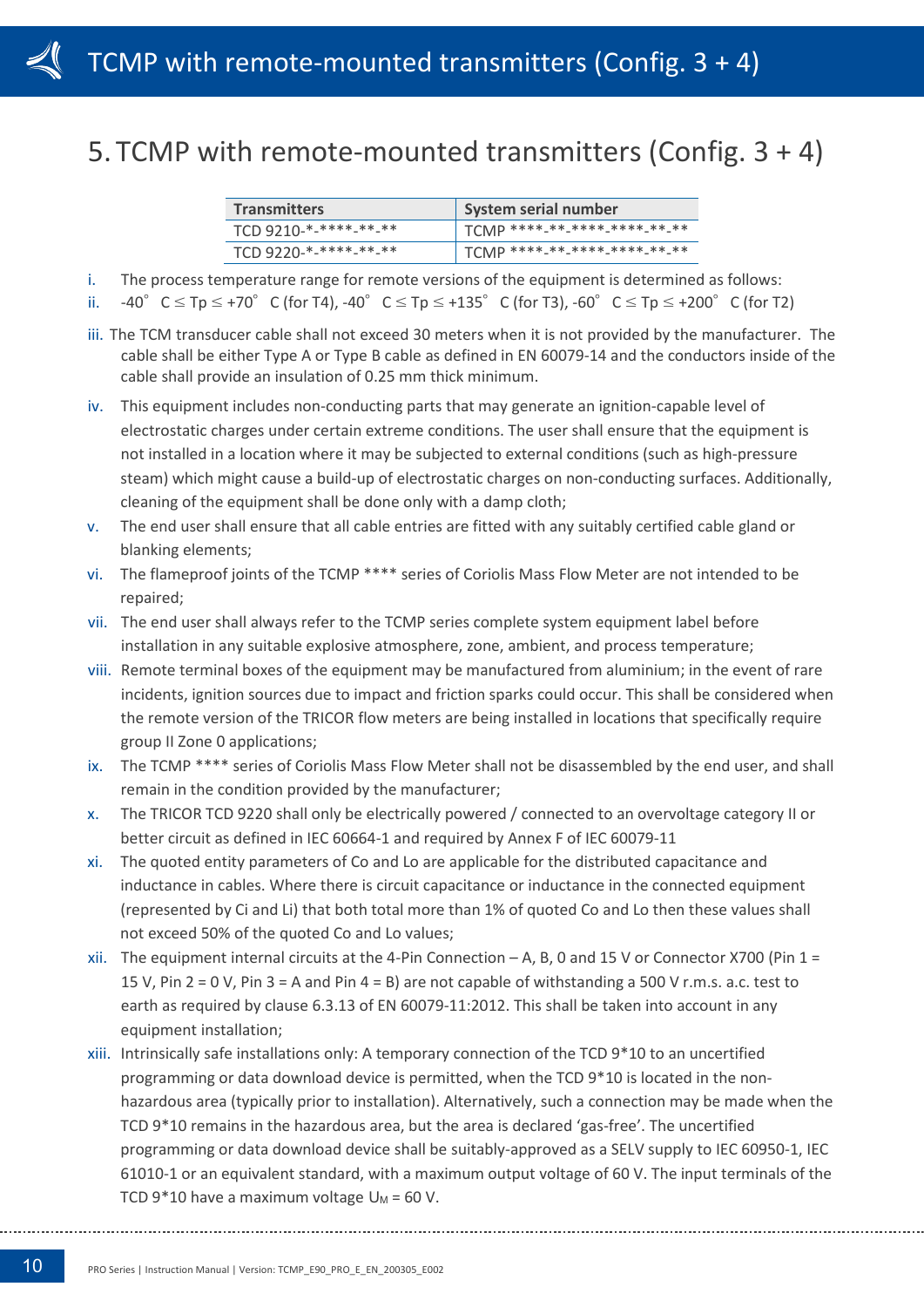# 5. TCMP with remote-mounted transmitters (Config. 3 + 4)

| Transmitters | System serial number |
| --- | --- |
| TCD 9210-*-****-**-** | TCMP ****-**-****-****-**-** |
| TCD 9220-*-****-**-** | TCMP ****-**-****-****-**-** |

i. The process temperature range for remote versions of the equipment is determined as follows:

ii. -40° C ≤ Tp ≤ +70° C (for T4), -40° C ≤ Tp ≤ +135° C (for T3), -60° C ≤ Tp ≤ +200° C (for T2)

iii. The TCM transducer cable shall not exceed 30 meters when it is not provided by the manufacturer. The cable shall be either Type A or Type B cable as defined in EN 60079-14 and the conductors inside of the cable shall provide an insulation of 0.25 mm thick minimum.

iv. This equipment includes non-conducting parts that may generate an ignition-capable level of electrostatic charges under certain extreme conditions. The user shall ensure that the equipment is not installed in a location where it may be subjected to external conditions (such as high-pressure steam) which might cause a build-up of electrostatic charges on non-conducting surfaces. Additionally, cleaning of the equipment shall be done only with a damp cloth;

v. The end user shall ensure that all cable entries are fitted with any suitably certified cable gland or blanking elements;

vi. The flameproof joints of the TCMP **** series of Coriolis Mass Flow Meter are not intended to be repaired;

vii. The end user shall always refer to the TCMP series complete system equipment label before installation in any suitable explosive atmosphere, zone, ambient, and process temperature;

viii. Remote terminal boxes of the equipment may be manufactured from aluminium; in the event of rare incidents, ignition sources due to impact and friction sparks could occur. This shall be considered when the remote version of the TRICOR flow meters are being installed in locations that specifically require group II Zone 0 applications;

ix. The TCMP **** series of Coriolis Mass Flow Meter shall not be disassembled by the end user, and shall remain in the condition provided by the manufacturer;

x. The TRICOR TCD 9220 shall only be electrically powered / connected to an overvoltage category II or better circuit as defined in IEC 60664-1 and required by Annex F of IEC 60079-11

xi. The quoted entity parameters of Co and Lo are applicable for the distributed capacitance and inductance in cables. Where there is circuit capacitance or inductance in the connected equipment (represented by Ci and Li) that both total more than 1% of quoted Co and Lo then these values shall not exceed 50% of the quoted Co and Lo values;

xii. The equipment internal circuits at the 4-Pin Connection – A, B, 0 and 15 V or Connector X700 (Pin 1 = 15 V, Pin 2 = 0 V, Pin 3 = A and Pin 4 = B) are not capable of withstanding a 500 V r.m.s. a.c. test to earth as required by clause 6.3.13 of EN 60079-11:2012. This shall be taken into account in any equipment installation;

xiii. Intrinsically safe installations only: A temporary connection of the TCD 9*10 to an uncertified programming or data download device is permitted, when the TCD 9*10 is located in the non-hazardous area (typically prior to installation). Alternatively, such a connection may be made when the TCD 9*10 remains in the hazardous area, but the area is declared 'gas-free'. The uncertified programming or data download device shall be suitably-approved as a SELV supply to IEC 60950-1, IEC 61010-1 or an equivalent standard, with a maximum output voltage of 60 V. The input terminals of the TCD 9*10 have a maximum voltage $U_M$ = 60 V.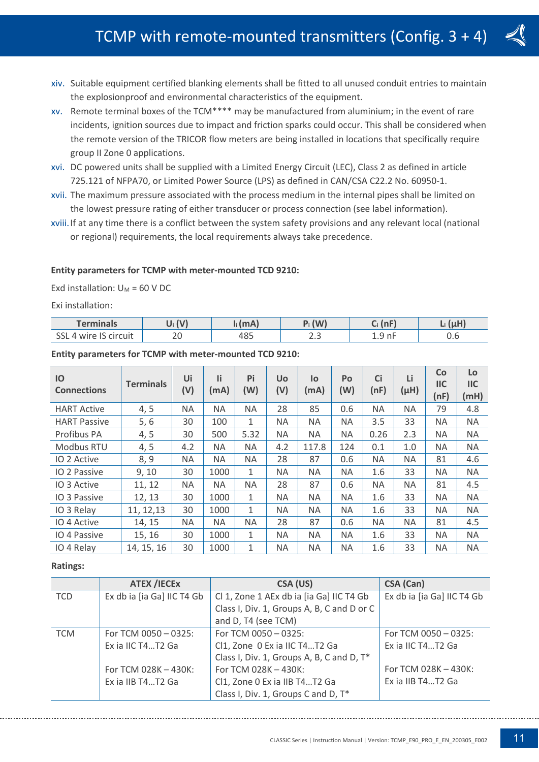xiv. Suitable equipment certified blanking elements shall be fitted to all unused conduit entries to maintain the explosionproof and environmental characteristics of the equipment.

xv. Remote terminal boxes of the TCM**** may be manufactured from aluminium; in the event of rare incidents, ignition sources due to impact and friction sparks could occur. This shall be considered when the remote version of the TRICOR flow meters are being installed in locations that specifically require group II Zone 0 applications.

xvi. DC powered units shall be supplied with a Limited Energy Circuit (LEC), Class 2 as defined in article 725.121 of NFPA70, or Limited Power Source (LPS) as defined in CAN/CSA C22.2 No. 60950-1.

xvii. The maximum pressure associated with the process medium in the internal pipes shall be limited on the lowest pressure rating of either transducer or process connection (see label information).

xviii. If at any time there is a conflict between the system safety provisions and any relevant local (national or regional) requirements, the local requirements always take precedence.

**Entity parameters for TCMP with meter-mounted TCD 9210:**

Exd installation: $U_M$ = 60 V DC

Exi installation:

| Terminals | $U_i$ (V) | $I_i$ (mA) | $P_i$ (W) | $C_i$ (nF) | $L_i$ (µH) |
|---|---|---|---|---|---|
| SSL 4 wire IS circuit | 20 | 485 | 2.3 | 1.9 nF | 0.6 |

**Entity parameters for TCMP with meter-mounted TCD 9210:**

| IO Connections | Terminals | Ui (V) | Ii (mA) | Pi (W) | Uo (V) | Io (mA) | Po (W) | Ci (nF) | Li (µH) | Co IIC (nF) | Lo IIC (mH) |
|---|---|---|---|---|---|---|---|---|---|---|---|
| HART Active | 4, 5 | NA | NA | NA | 28 | 85 | 0.6 | NA | NA | 79 | 4.8 |
| HART Passive | 5, 6 | 30 | 100 | 1 | NA | NA | NA | 3.5 | 33 | NA | NA |
| Profibus PA | 4, 5 | 30 | 500 | 5.32 | NA | NA | NA | 0.26 | 2.3 | NA | NA |
| Modbus RTU | 4, 5 | 4.2 | NA | NA | 4.2 | 117.8 | 124 | 0.1 | 1.0 | NA | NA |
| IO 2 Active | 8, 9 | NA | NA | NA | 28 | 87 | 0.6 | NA | NA | 81 | 4.6 |
| IO 2 Passive | 9, 10 | 30 | 1000 | 1 | NA | NA | NA | 1.6 | 33 | NA | NA |
| IO 3 Active | 11, 12 | NA | NA | NA | 28 | 87 | 0.6 | NA | NA | 81 | 4.5 |
| IO 3 Passive | 12, 13 | 30 | 1000 | 1 | NA | NA | NA | 1.6 | 33 | NA | NA |
| IO 3 Relay | 11, 12,13 | 30 | 1000 | 1 | NA | NA | NA | 1.6 | 33 | NA | NA |
| IO 4 Active | 14, 15 | NA | NA | NA | 28 | 87 | 0.6 | NA | NA | 81 | 4.5 |
| IO 4 Passive | 15, 16 | 30 | 1000 | 1 | NA | NA | NA | 1.6 | 33 | NA | NA |
| IO 4 Relay | 14, 15, 16 | 30 | 1000 | 1 | NA | NA | NA | 1.6 | 33 | NA | NA |

**Ratings:**

| | ATEX /IECEx | CSA (US) | CSA (Can) |
|---|---|---|---|
| TCD | Ex db ia [ia Ga] IIC T4 Gb | Cl 1, Zone 1 AEx db ia [ia Ga] IIC T4 Gb<br>Class I, Div. 1, Groups A, B, C and D or C and D, T4 (see TCM) | Ex db ia [ia Ga] IIC T4 Gb |
| TCM | For TCM 0050 – 0325:<br>Ex ia IIC T4…T2 Ga<br><br>For TCM 028K – 430K:<br>Ex ia IIB T4…T2 Ga | For TCM 0050 – 0325:<br>Cl1, Zone 0 Ex ia IIC T4…T2 Ga<br>Class I, Div. 1, Groups A, B, C and D, T*<br>For TCM 028K – 430K:<br>Cl1, Zone 0 Ex ia IIB T4…T2 Ga<br>Class I, Div. 1, Groups C and D, T* | For TCM 0050 – 0325:<br>Ex ia IIC T4…T2 Ga<br><br>For TCM 028K – 430K:<br>Ex ia IIB T4…T2 Ga |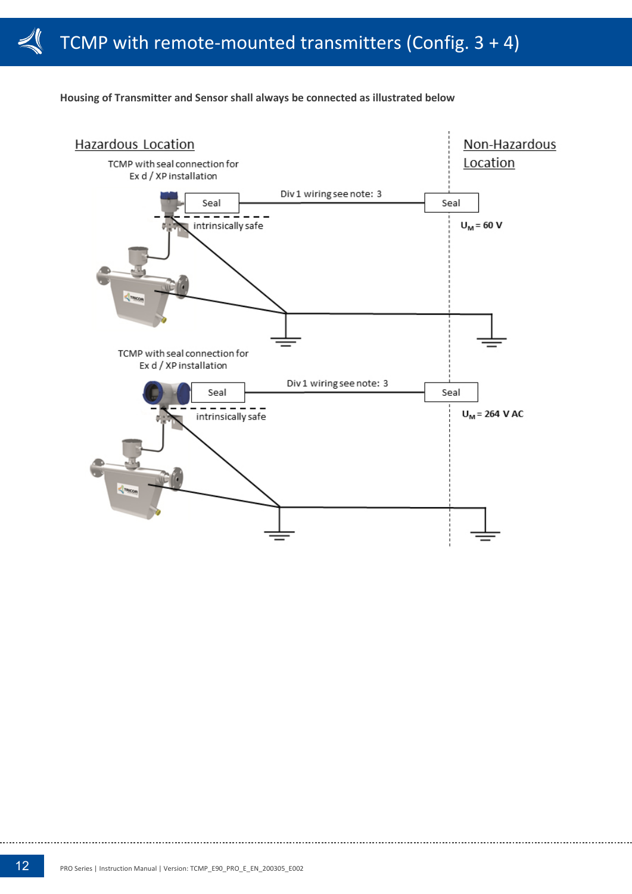# TCMP with remote-mounted transmitters (Config. 3 + 4)

**Housing of Transmitter and Sensor shall always be connected as illustrated below**

Hazardous Location

Non-Hazardous Location

TCMP with seal connection for Ex d / XP installation

Seal

Div 1 wiring see note: 3

Seal

intrinsically safe

$U_M$ = 60 V

TCMP with seal connection for Ex d / XP installation

Seal

Div 1 wiring see note: 3

Seal

intrinsically safe

$U_M$ = 264 V AC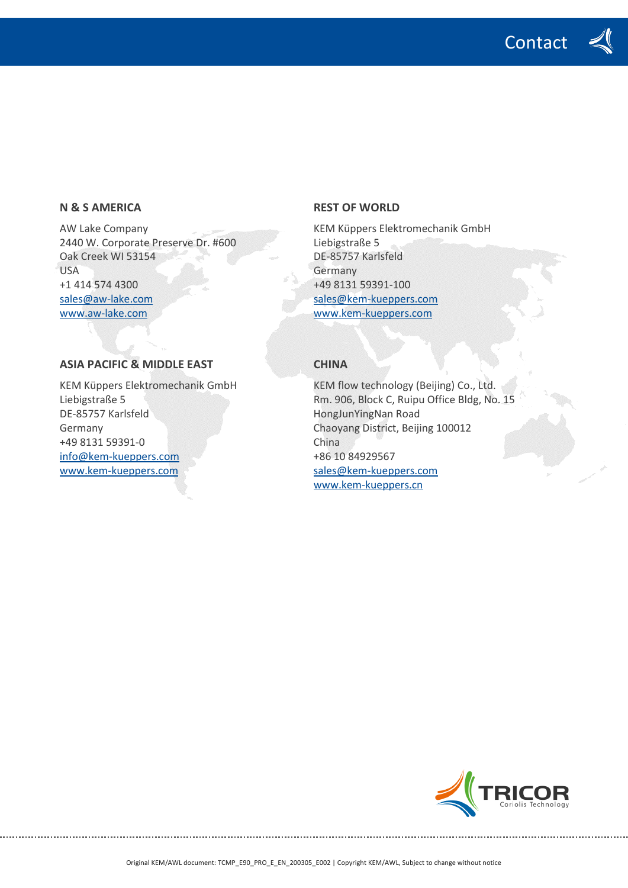# Contact

## N & S AMERICA

AW Lake Company
2440 W. Corporate Preserve Dr. #600
Oak Creek WI 53154
USA
+1 414 574 4300
sales@aw-lake.com
www.aw-lake.com

## REST OF WORLD

KEM Küppers Elektromechanik GmbH
Liebigstraße 5
DE-85757 Karlsfeld
Germany
+49 8131 59391-100
sales@kem-kueppers.com
www.kem-kueppers.com

## ASIA PACIFIC & MIDDLE EAST

KEM Küppers Elektromechanik GmbH
Liebigstraße 5
DE-85757 Karlsfeld
Germany
+49 8131 59391-0
info@kem-kueppers.com
www.kem-kueppers.com

## CHINA

KEM flow technology (Beijing) Co., Ltd.
Rm. 906, Block C, Ruipu Office Bldg, No. 15
HongJunYingNan Road
Chaoyang District, Beijing 100012
China
+86 10 84929567
sales@kem-kueppers.com
www.kem-kueppers.cn

TRICOR Coriolis Technology

Original KEM/AWL document: TCMP_E90_PRO_E_EN_200305_E002 | Copyright KEM/AWL, Subject to change without notice